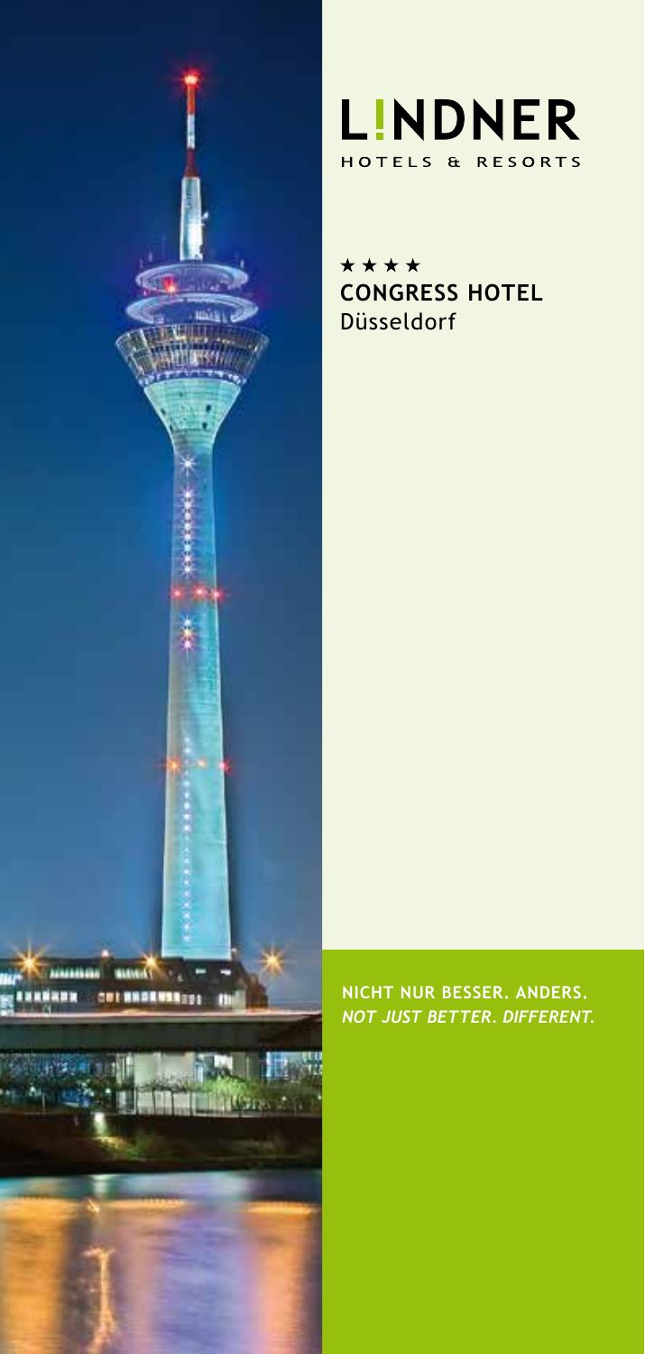# L!NDNER

HOTELS & RESORTS

★★★★

**CONGRESS HOTEL**

Düsseldorf

**NICHT NUR BESSER. ANDERS.**

***NOT JUST BETTER. DIFFERENT.***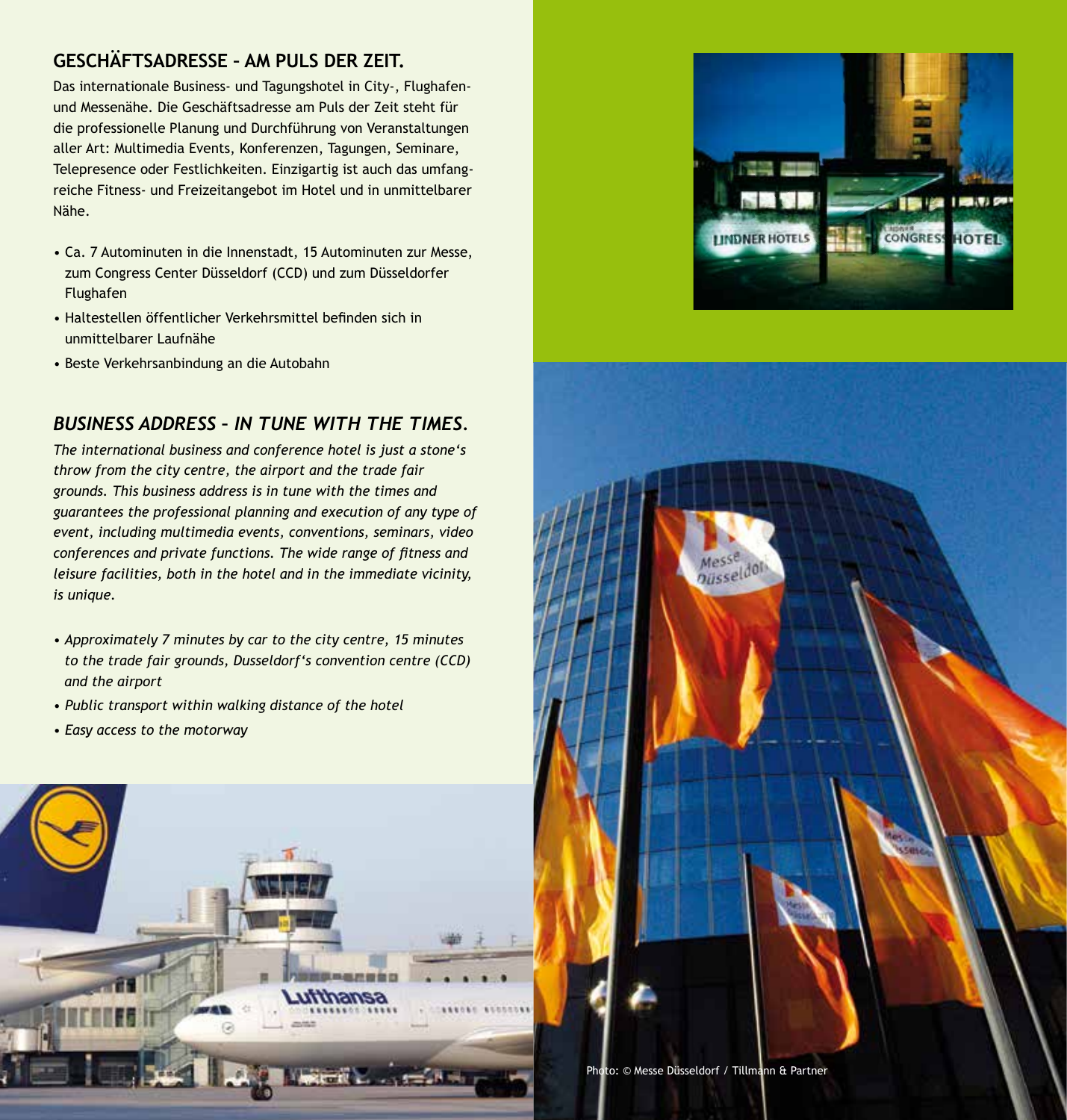## GESCHÄFTSADRESSE – AM PULS DER ZEIT.

Das internationale Business- und Tagungshotel in City-, Flughafen- und Messenähe. Die Geschäftsadresse am Puls der Zeit steht für die professionelle Planung und Durchführung von Veranstaltungen aller Art: Multimedia Events, Konferenzen, Tagungen, Seminare, Telepresence oder Festlichkeiten. Einzigartig ist auch das umfangreiche Fitness- und Freizeitangebot im Hotel und in unmittelbarer Nähe.

- Ca. 7 Autominuten in die Innenstadt, 15 Autominuten zur Messe, zum Congress Center Düsseldorf (CCD) und zum Düsseldorfer Flughafen
- Haltestellen öffentlicher Verkehrsmittel befinden sich in unmittelbarer Laufnähe
- Beste Verkehrsanbindung an die Autobahn

## *BUSINESS ADDRESS – IN TUNE WITH THE TIMES.*

*The international business and conference hotel is just a stone's throw from the city centre, the airport and the trade fair grounds. This business address is in tune with the times and guarantees the professional planning and execution of any type of event, including multimedia events, conventions, seminars, video conferences and private functions. The wide range of fitness and leisure facilities, both in the hotel and in the immediate vicinity, is unique.*

- *Approximately 7 minutes by car to the city centre, 15 minutes to the trade fair grounds, Dusseldorf's convention centre (CCD) and the airport*
- *Public transport within walking distance of the hotel*
- *Easy access to the motorway*

Photo: © Messe Düsseldorf / Tillmann & Partner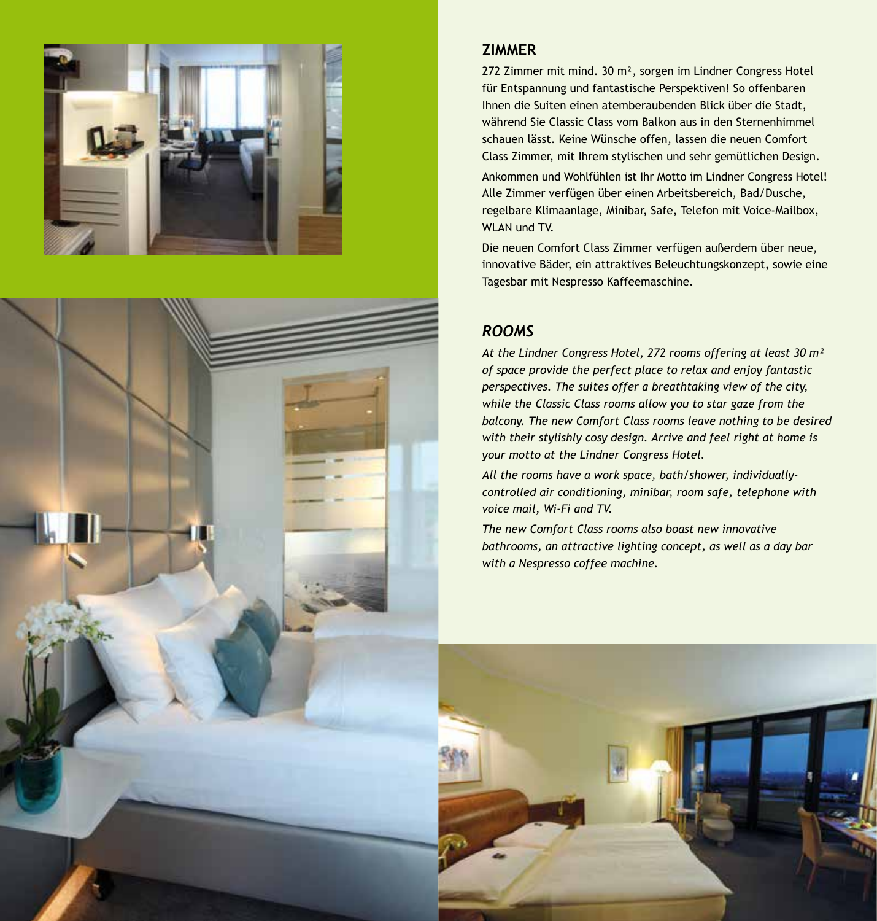## ZIMMER

272 Zimmer mit mind. 30 m², sorgen im Lindner Congress Hotel für Entspannung und fantastische Perspektiven! So offenbaren Ihnen die Suiten einen atemberaubenden Blick über die Stadt, während Sie Classic Class vom Balkon aus in den Sternenhimmel schauen lässt. Keine Wünsche offen, lassen die neuen Comfort Class Zimmer, mit Ihrem stylischen und sehr gemütlichen Design.

Ankommen und Wohlfühlen ist Ihr Motto im Lindner Congress Hotel! Alle Zimmer verfügen über einen Arbeitsbereich, Bad/Dusche, regelbare Klimaanlage, Minibar, Safe, Telefon mit Voice-Mailbox, WLAN und TV.

Die neuen Comfort Class Zimmer verfügen außerdem über neue, innovative Bäder, ein attraktives Beleuchtungskonzept, sowie eine Tagesbar mit Nespresso Kaffeemaschine.

## *ROOMS*

*At the Lindner Congress Hotel, 272 rooms offering at least 30 m² of space provide the perfect place to relax and enjoy fantastic perspectives. The suites offer a breathtaking view of the city, while the Classic Class rooms allow you to star gaze from the balcony. The new Comfort Class rooms leave nothing to be desired with their stylishly cosy design. Arrive and feel right at home is your motto at the Lindner Congress Hotel.*

*All the rooms have a work space, bath/shower, individually-controlled air conditioning, minibar, room safe, telephone with voice mail, Wi-Fi and TV.*

*The new Comfort Class rooms also boast new innovative bathrooms, an attractive lighting concept, as well as a day bar with a Nespresso coffee machine.*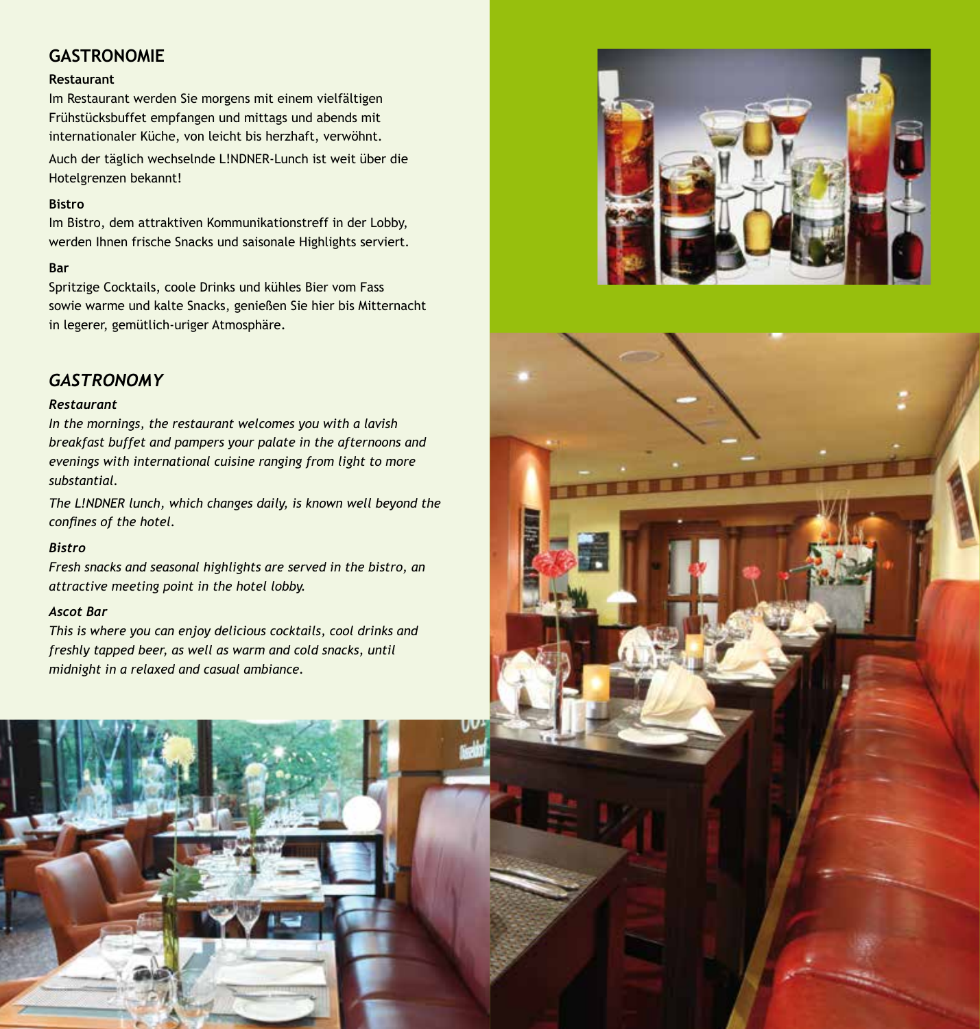## GASTRONOMIE

**Restaurant**

Im Restaurant werden Sie morgens mit einem vielfältigen Frühstücksbuffet empfangen und mittags und abends mit internationaler Küche, von leicht bis herzhaft, verwöhnt.

Auch der täglich wechselnde L!NDNER-Lunch ist weit über die Hotelgrenzen bekannt!

**Bistro**

Im Bistro, dem attraktiven Kommunikationstreff in der Lobby, werden Ihnen frische Snacks und saisonale Highlights serviert.

**Bar**

Spritzige Cocktails, coole Drinks und kühles Bier vom Fass sowie warme und kalte Snacks, genießen Sie hier bis Mitternacht in legerer, gemütlich-uriger Atmosphäre.

## *GASTRONOMY*

***Restaurant***

*In the mornings, the restaurant welcomes you with a lavish breakfast buffet and pampers your palate in the afternoons and evenings with international cuisine ranging from light to more substantial.*

*The L!NDNER lunch, which changes daily, is known well beyond the confines of the hotel.*

***Bistro***

*Fresh snacks and seasonal highlights are served in the bistro, an attractive meeting point in the hotel lobby.*

***Ascot Bar***

*This is where you can enjoy delicious cocktails, cool drinks and freshly tapped beer, as well as warm and cold snacks, until midnight in a relaxed and casual ambiance.*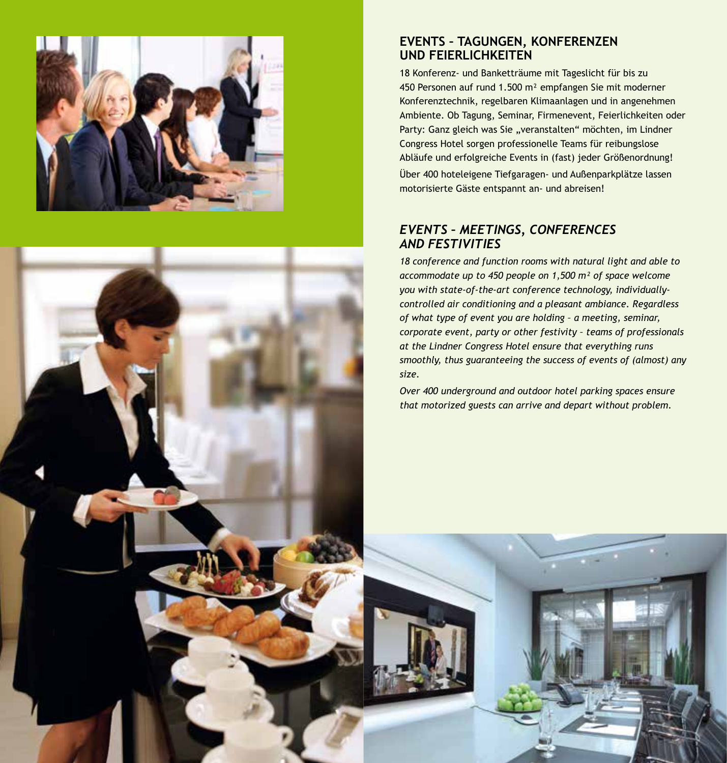## EVENTS – TAGUNGEN, KONFERENZEN UND FEIERLICHKEITEN

18 Konferenz- und Banketträume mit Tageslicht für bis zu 450 Personen auf rund 1.500 m² empfangen Sie mit moderner Konferenztechnik, regelbaren Klimaanlagen und in angenehmen Ambiente. Ob Tagung, Seminar, Firmenevent, Feierlichkeiten oder Party: Ganz gleich was Sie „veranstalten" möchten, im Lindner Congress Hotel sorgen professionelle Teams für reibungslose Abläufe und erfolgreiche Events in (fast) jeder Größenordnung!

Über 400 hoteleigene Tiefgaragen- und Außenparkplätze lassen motorisierte Gäste entspannt an- und abreisen!

## *EVENTS – MEETINGS, CONFERENCES AND FESTIVITIES*

*18 conference and function rooms with natural light and able to accommodate up to 450 people on 1,500 m² of space welcome you with state-of-the-art conference technology, individually-controlled air conditioning and a pleasant ambiance. Regardless of what type of event you are holding – a meeting, seminar, corporate event, party or other festivity – teams of professionals at the Lindner Congress Hotel ensure that everything runs smoothly, thus guaranteeing the success of events of (almost) any size.*

*Over 400 underground and outdoor hotel parking spaces ensure that motorized guests can arrive and depart without problem.*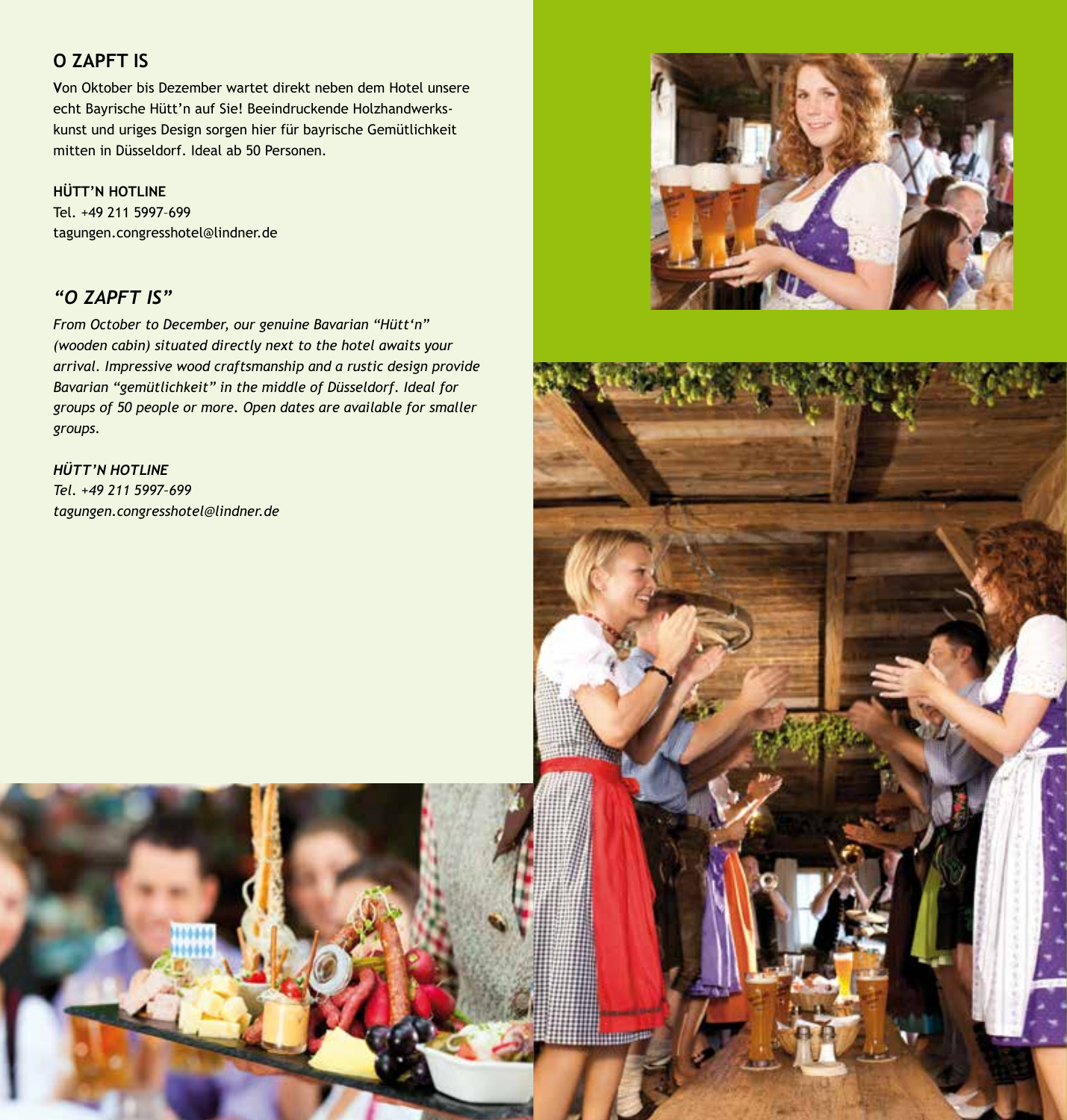## O ZAPFT IS

Von Oktober bis Dezember wartet direkt neben dem Hotel unsere echt Bayrische Hütt'n auf Sie! Beeindruckende Holzhandwerkskunst und uriges Design sorgen hier für bayrische Gemütlichkeit mitten in Düsseldorf. Ideal ab 50 Personen.

**HÜTT'N HOTLINE**
Tel. +49 211 5997–699
tagungen.congresshotel@lindner.de

## *"O ZAPFT IS"*

*From October to December, our genuine Bavarian "Hütt'n" (wooden cabin) situated directly next to the hotel awaits your arrival. Impressive wood craftsmanship and a rustic design provide Bavarian "gemütlichkeit" in the middle of Düsseldorf. Ideal for groups of 50 people or more. Open dates are available for smaller groups.*

***HÜTT'N HOTLINE***
*Tel. +49 211 5997–699*
*tagungen.congresshotel@lindner.de*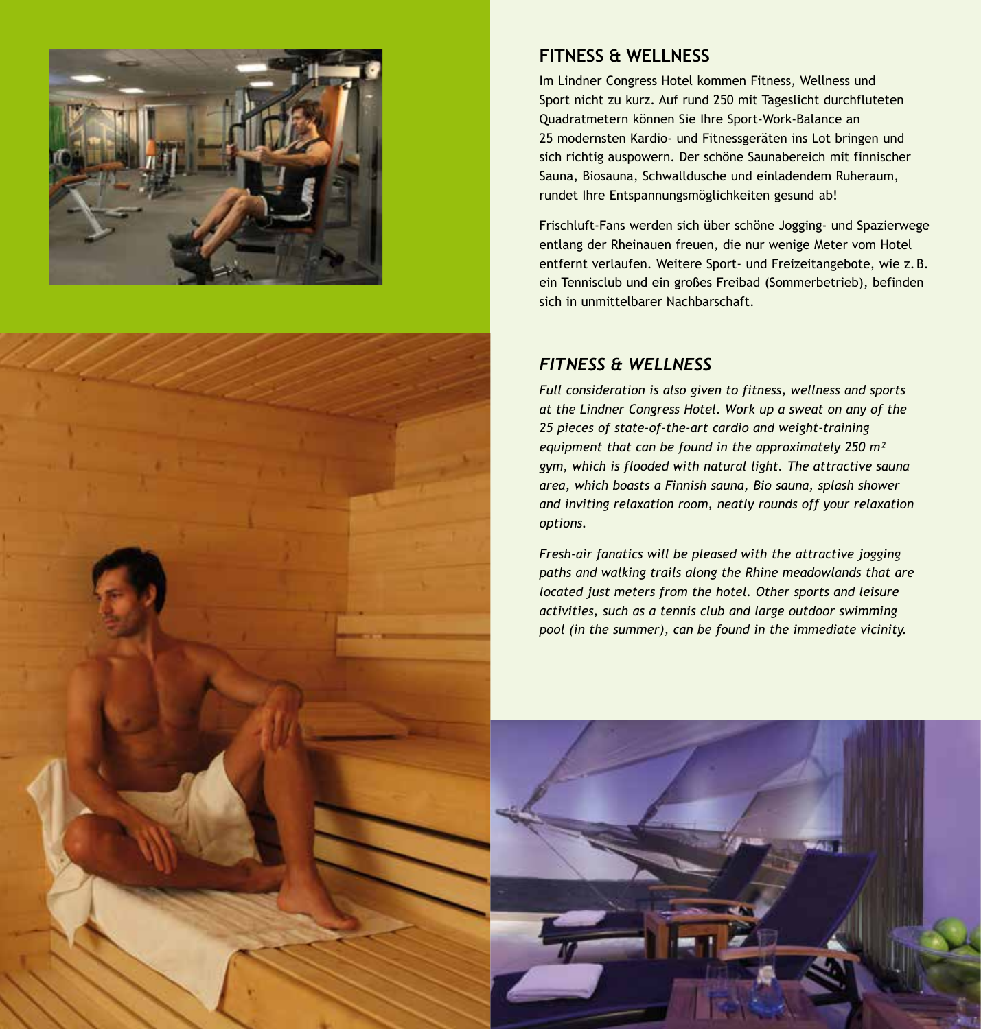## FITNESS & WELLNESS

Im Lindner Congress Hotel kommen Fitness, Wellness und Sport nicht zu kurz. Auf rund 250 mit Tageslicht durchfluteten Quadratmetern können Sie Ihre Sport-Work-Balance an 25 modernsten Kardio- und Fitnessgeräten ins Lot bringen und sich richtig auspowern. Der schöne Saunabereich mit finnischer Sauna, Biosauna, Schwalldusche und einladendem Ruheraum, rundet Ihre Entspannungsmöglichkeiten gesund ab!

Frischluft-Fans werden sich über schöne Jogging- und Spazierwege entlang der Rheinauen freuen, die nur wenige Meter vom Hotel entfernt verlaufen. Weitere Sport- und Freizeitangebote, wie z. B. ein Tennisclub und ein großes Freibad (Sommerbetrieb), befinden sich in unmittelbarer Nachbarschaft.

## *FITNESS & WELLNESS*

*Full consideration is also given to fitness, wellness and sports at the Lindner Congress Hotel. Work up a sweat on any of the 25 pieces of state-of-the-art cardio and weight-training equipment that can be found in the approximately 250 m² gym, which is flooded with natural light. The attractive sauna area, which boasts a Finnish sauna, Bio sauna, splash shower and inviting relaxation room, neatly rounds off your relaxation options.*

*Fresh-air fanatics will be pleased with the attractive jogging paths and walking trails along the Rhine meadowlands that are located just meters from the hotel. Other sports and leisure activities, such as a tennis club and large outdoor swimming pool (in the summer), can be found in the immediate vicinity.*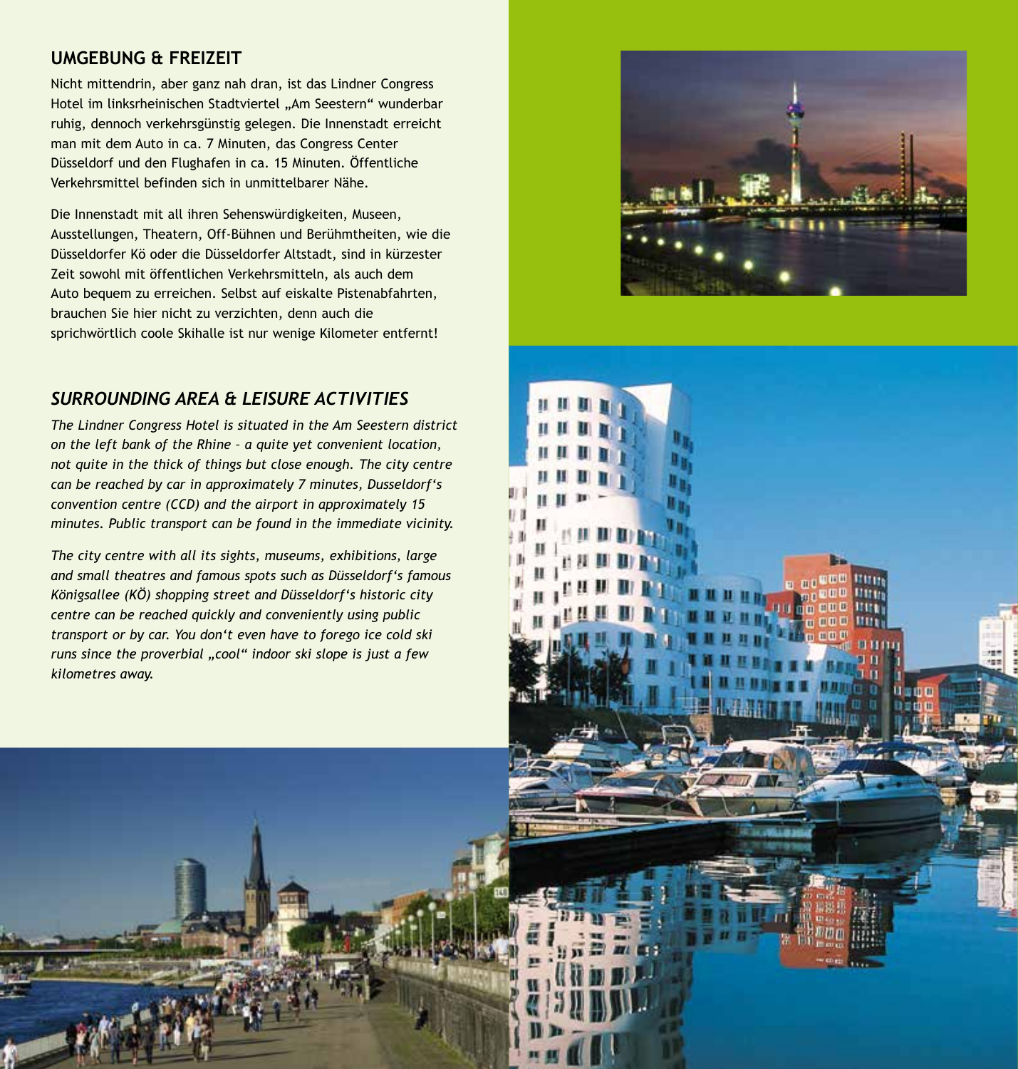## UMGEBUNG & FREIZEIT

Nicht mittendrin, aber ganz nah dran, ist das Lindner Congress Hotel im linksrheinischen Stadtviertel „Am Seestern" wunderbar ruhig, dennoch verkehrsgünstig gelegen. Die Innenstadt erreicht man mit dem Auto in ca. 7 Minuten, das Congress Center Düsseldorf und den Flughafen in ca. 15 Minuten. Öffentliche Verkehrsmittel befinden sich in unmittelbarer Nähe.

Die Innenstadt mit all ihren Sehenswürdigkeiten, Museen, Ausstellungen, Theatern, Off-Bühnen und Berühmtheiten, wie die Düsseldorfer Kö oder die Düsseldorfer Altstadt, sind in kürzester Zeit sowohl mit öffentlichen Verkehrsmitteln, als auch dem Auto bequem zu erreichen. Selbst auf eiskalte Pistenabfahrten, brauchen Sie hier nicht zu verzichten, denn auch die sprichwörtlich coole Skihalle ist nur wenige Kilometer entfernt!

## *SURROUNDING AREA & LEISURE ACTIVITIES*

*The Lindner Congress Hotel is situated in the Am Seestern district on the left bank of the Rhine – a quite yet convenient location, not quite in the thick of things but close enough. The city centre can be reached by car in approximately 7 minutes, Dusseldorf's convention centre (CCD) and the airport in approximately 15 minutes. Public transport can be found in the immediate vicinity.*

*The city centre with all its sights, museums, exhibitions, large and small theatres and famous spots such as Düsseldorf's famous Königsallee (KÖ) shopping street and Düsseldorf's historic city centre can be reached quickly and conveniently using public transport or by car. You don't even have to forego ice cold ski runs since the proverbial „cool" indoor ski slope is just a few kilometres away.*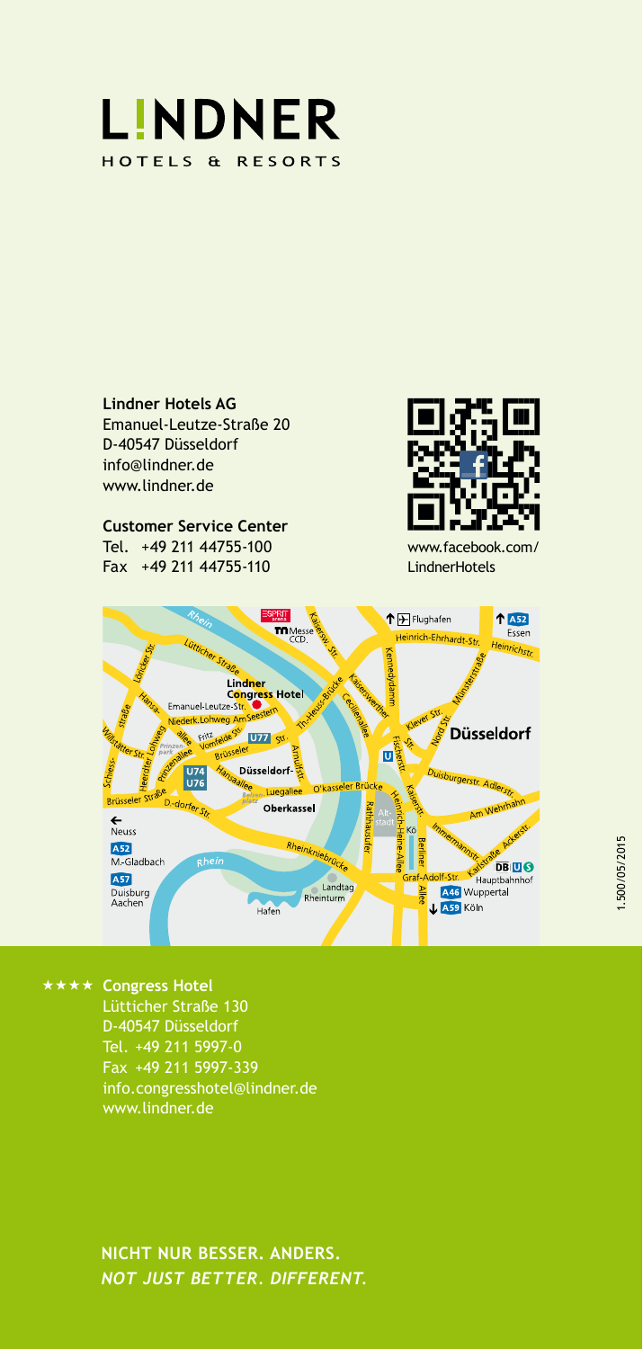# L!NDNER

HOTELS & RESORTS

**Lindner Hotels AG**
Emanuel-Leutze-Straße 20
D-40547 Düsseldorf
info@lindner.de
www.lindner.de

**Customer Service Center**
Tel. +49 211 44755-100
Fax +49 211 44755-110

www.facebook.com/
LindnerHotels

Rhein
ESPRIT arena
Messe CCD.
Flughafen
A52 Essen
Heinrich-Ehrhardt-Str.
Heinrichstr.
Kaisersw. Str.
Kennedydamm
Lütticher Straße
Löricker Str.
Lindner Congress Hotel
Emanuel-Leutze-Str.
Hansa-straße
Niederk.Lohweg
Am Seestern
Th.-Heuss-Brücke
Kaiserswerther
Cecilienallee
Münsterstraße
Klever Str.
Nord Str.
Düsseldorf
Willstätter Str.
Heerdter Lohweg
Fritz Vomfelde Str.
Prinzenallee
Prinzenpark
U77
Brüsseler Str.
Fischerstr.
Schiess-straße
U74 U76
Düsseldorf-Oberkassel
Hansaallee
Arnulfstr.
Duisburgerstr.
Adlerstr.
Belsenplatz
Luegallee
O'kasseler Brücke
Kaiserstr.
Brüsseler Straße
D.-dorfer Str.
Am Wehrhahn
Neuss
A52 M.-Gladbach
A57 Duisburg Aachen
Rhein
Rheinkniebrücke
Rathausufer
Altstadt
Heinrich-Heine-Allee
Kö
Berliner Allee
Immermannstr.
Ackerstr.
Karlstraße
DB U S Hauptbahnhof
Graf-Adolf-Str.
Landtag
Rheinturm
A46 Wuppertal
A59 Köln
Hafen

★★★★ **Congress Hotel**
Lütticher Straße 130
D-40547 Düsseldorf
Tel. +49 211 5997-0
Fax +49 211 5997-339
info.congresshotel@lindner.de
www.lindner.de

1.500/05/2015

**NICHT NUR BESSER. ANDERS.**
***NOT JUST BETTER. DIFFERENT.***